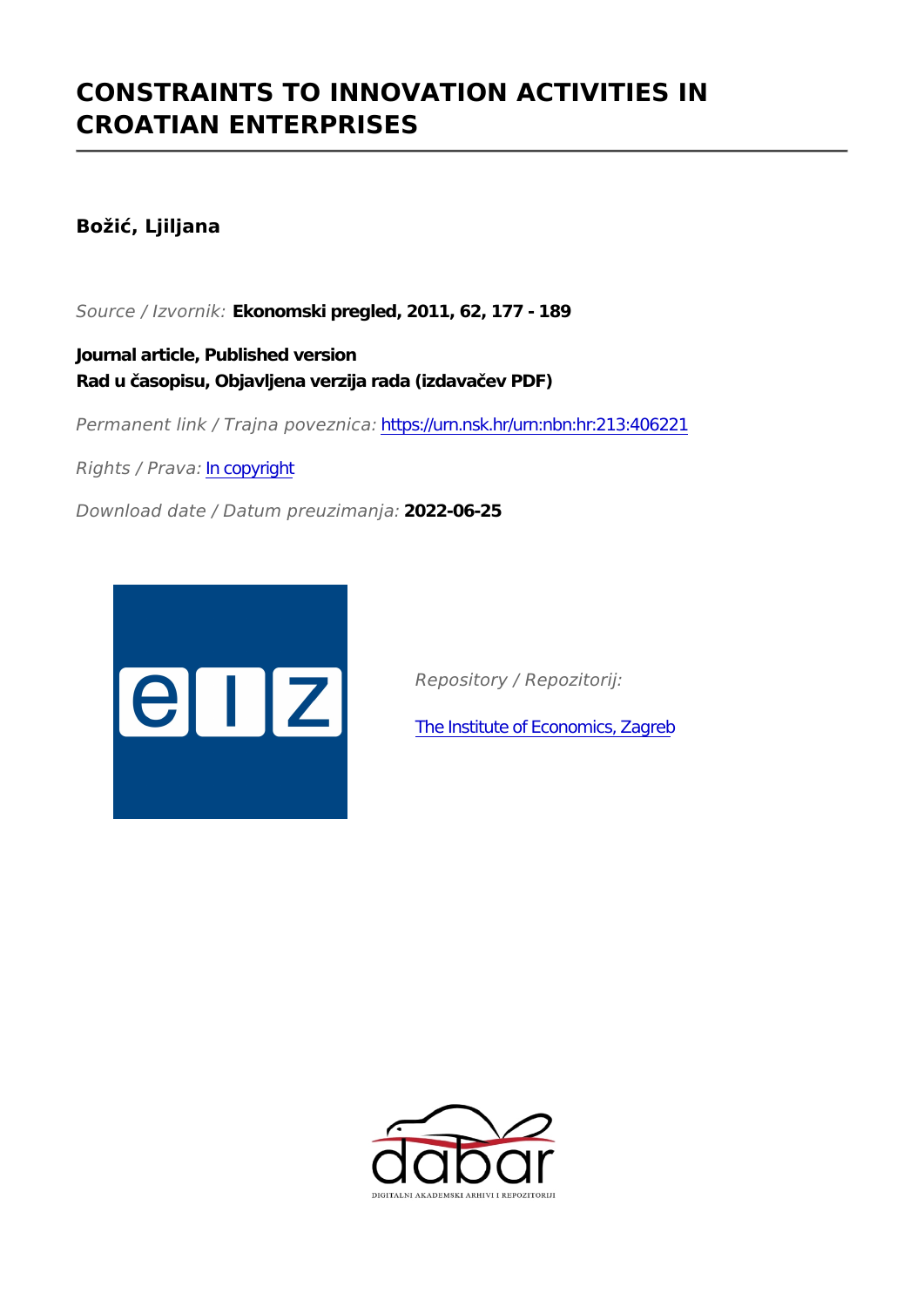# CONSTRAINTS TO INNOVATION ACTIVITIES IN CROATIAN ENTERPRISES

**Božić, Ljiljana**

*Source / Izvornik:* **Ekonomski pregled, 2011, 62, 177 - 189**

**Journal article, Published version**
**Rad u časopisu, Objavljena verzija rada (izdavačev PDF)**

*Permanent link / Trajna poveznica:* https://urn.nsk.hr/urn:nbn:hr:213:406221

*Rights / Prava:* In copyright

*Download date / Datum preuzimanja:* **2022-06-25**

*Repository / Repozitorij:*

The Institute of Economics, Zagreb

DIGITALNI AKADEMSKI ARHIVI I REPOZITORIJI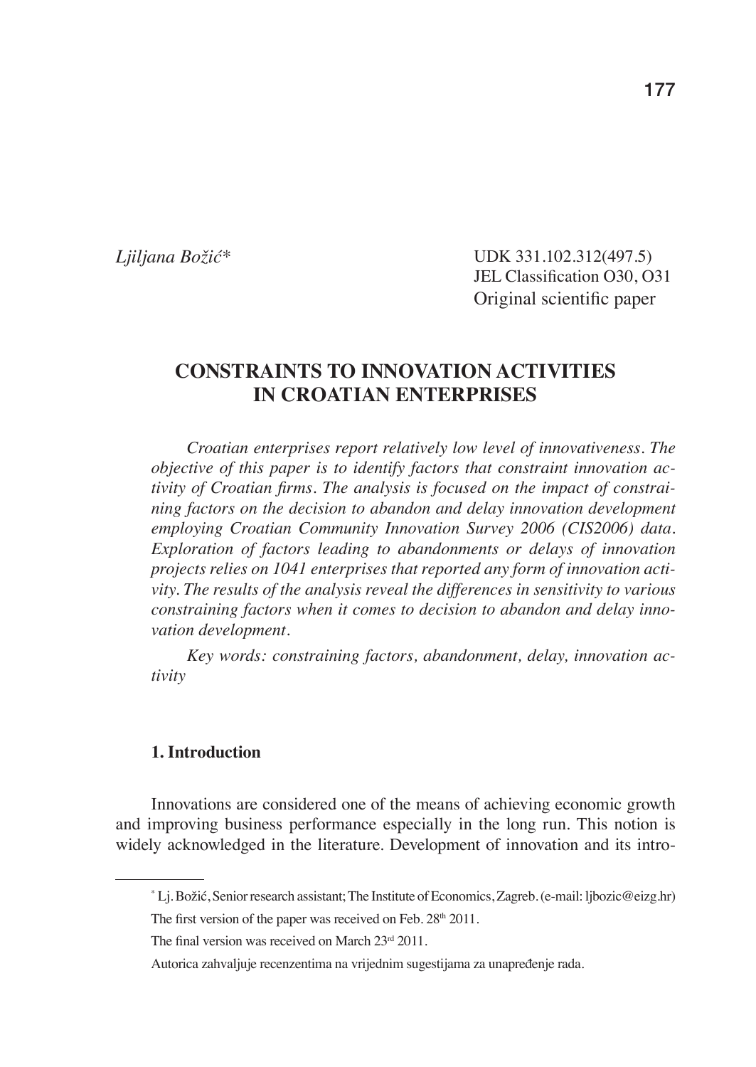Ljiljana Božić*

UDK 331.102.312(497.5)
JEL Classification O30, O31
Original scientific paper

# CONSTRAINTS TO INNOVATION ACTIVITIES IN CROATIAN ENTERPRISES

*Croatian enterprises report relatively low level of innovativeness. The objective of this paper is to identify factors that constraint innovation activity of Croatian firms. The analysis is focused on the impact of constraining factors on the decision to abandon and delay innovation development employing Croatian Community Innovation Survey 2006 (CIS2006) data. Exploration of factors leading to abandonments or delays of innovation projects relies on 1041 enterprises that reported any form of innovation activity. The results of the analysis reveal the differences in sensitivity to various constraining factors when it comes to decision to abandon and delay innovation development.*

*Key words: constraining factors, abandonment, delay, innovation activity*

## 1. Introduction

Innovations are considered one of the means of achieving economic growth and improving business performance especially in the long run. This notion is widely acknowledged in the literature. Development of innovation and its intro-

---

* Lj. Božić, Senior research assistant; The Institute of Economics, Zagreb. (e-mail: ljbozic@eizg.hr)

The first version of the paper was received on Feb. 28th 2011.

The final version was received on March 23rd 2011.

Autorica zahvaljuje recenzentima na vrijednim sugestijama za unapređenje rada.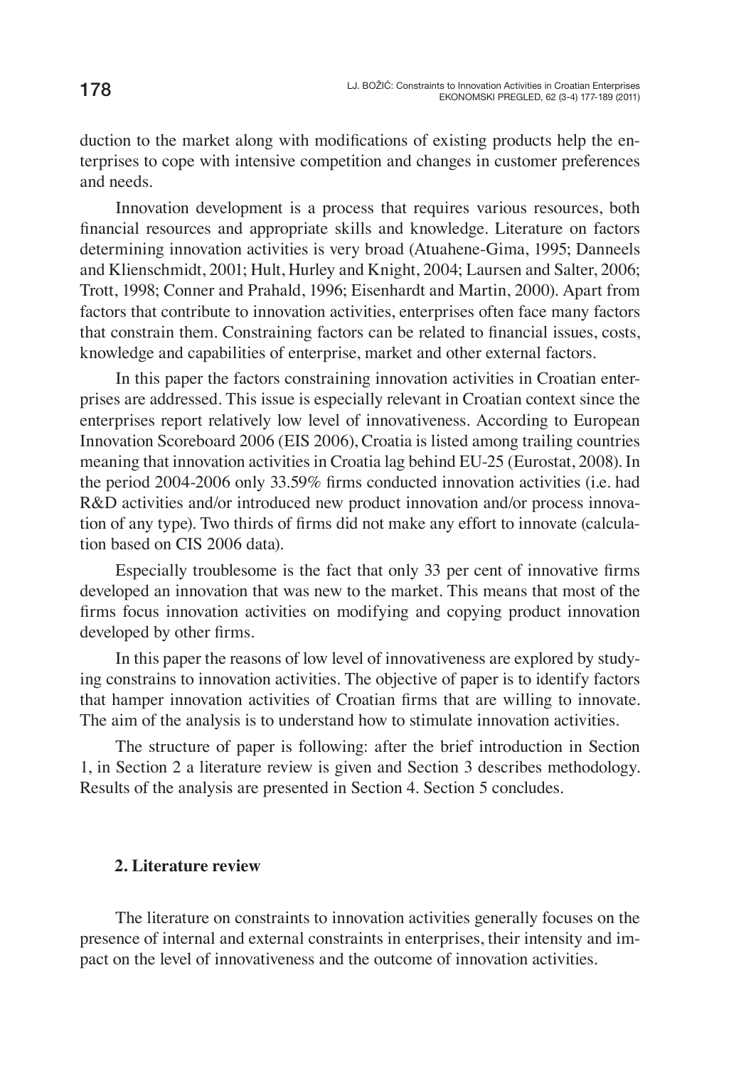duction to the market along with modifications of existing products help the enterprises to cope with intensive competition and changes in customer preferences and needs.

Innovation development is a process that requires various resources, both financial resources and appropriate skills and knowledge. Literature on factors determining innovation activities is very broad (Atuahene-Gima, 1995; Danneels and Klienschmidt, 2001; Hult, Hurley and Knight, 2004; Laursen and Salter, 2006; Trott, 1998; Conner and Prahald, 1996; Eisenhardt and Martin, 2000). Apart from factors that contribute to innovation activities, enterprises often face many factors that constrain them. Constraining factors can be related to financial issues, costs, knowledge and capabilities of enterprise, market and other external factors.

In this paper the factors constraining innovation activities in Croatian enterprises are addressed. This issue is especially relevant in Croatian context since the enterprises report relatively low level of innovativeness. According to European Innovation Scoreboard 2006 (EIS 2006), Croatia is listed among trailing countries meaning that innovation activities in Croatia lag behind EU-25 (Eurostat, 2008). In the period 2004-2006 only 33.59% firms conducted innovation activities (i.e. had R&D activities and/or introduced new product innovation and/or process innovation of any type). Two thirds of firms did not make any effort to innovate (calculation based on CIS 2006 data).

Especially troublesome is the fact that only 33 per cent of innovative firms developed an innovation that was new to the market. This means that most of the firms focus innovation activities on modifying and copying product innovation developed by other firms.

In this paper the reasons of low level of innovativeness are explored by studying constrains to innovation activities. The objective of paper is to identify factors that hamper innovation activities of Croatian firms that are willing to innovate. The aim of the analysis is to understand how to stimulate innovation activities.

The structure of paper is following: after the brief introduction in Section 1, in Section 2 a literature review is given and Section 3 describes methodology. Results of the analysis are presented in Section 4. Section 5 concludes.

## 2. Literature review

The literature on constraints to innovation activities generally focuses on the presence of internal and external constraints in enterprises, their intensity and impact on the level of innovativeness and the outcome of innovation activities.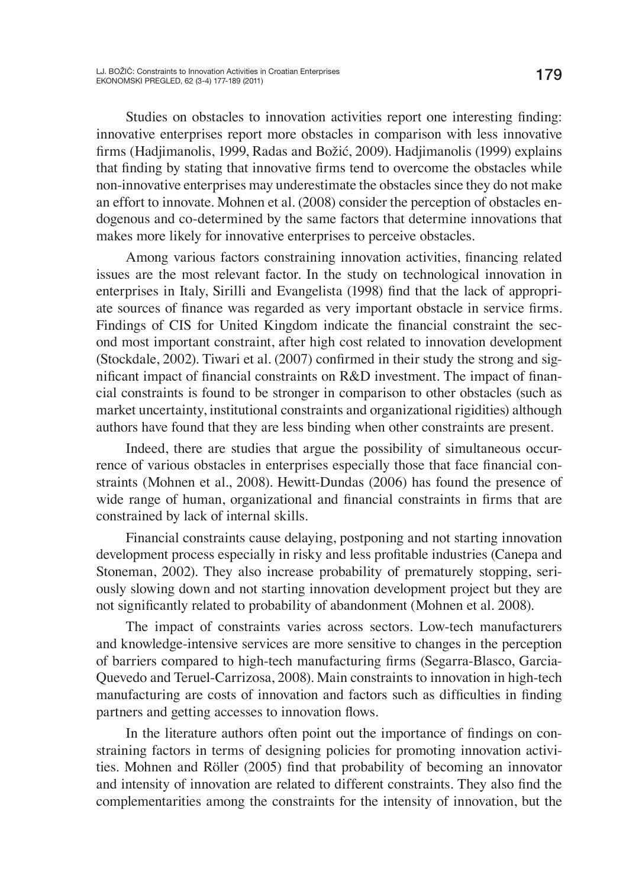Studies on obstacles to innovation activities report one interesting finding: innovative enterprises report more obstacles in comparison with less innovative firms (Hadjimanolis, 1999, Radas and Božić, 2009). Hadjimanolis (1999) explains that finding by stating that innovative firms tend to overcome the obstacles while non-innovative enterprises may underestimate the obstacles since they do not make an effort to innovate. Mohnen et al. (2008) consider the perception of obstacles endogenous and co-determined by the same factors that determine innovations that makes more likely for innovative enterprises to perceive obstacles.

Among various factors constraining innovation activities, financing related issues are the most relevant factor. In the study on technological innovation in enterprises in Italy, Sirilli and Evangelista (1998) find that the lack of appropriate sources of finance was regarded as very important obstacle in service firms. Findings of CIS for United Kingdom indicate the financial constraint the second most important constraint, after high cost related to innovation development (Stockdale, 2002). Tiwari et al. (2007) confirmed in their study the strong and significant impact of financial constraints on R&D investment. The impact of financial constraints is found to be stronger in comparison to other obstacles (such as market uncertainty, institutional constraints and organizational rigidities) although authors have found that they are less binding when other constraints are present.

Indeed, there are studies that argue the possibility of simultaneous occurrence of various obstacles in enterprises especially those that face financial constraints (Mohnen et al., 2008). Hewitt-Dundas (2006) has found the presence of wide range of human, organizational and financial constraints in firms that are constrained by lack of internal skills.

Financial constraints cause delaying, postponing and not starting innovation development process especially in risky and less profitable industries (Canepa and Stoneman, 2002). They also increase probability of prematurely stopping, seriously slowing down and not starting innovation development project but they are not significantly related to probability of abandonment (Mohnen et al. 2008).

The impact of constraints varies across sectors. Low-tech manufacturers and knowledge-intensive services are more sensitive to changes in the perception of barriers compared to high-tech manufacturing firms (Segarra-Blasco, Garcia-Quevedo and Teruel-Carrizosa, 2008). Main constraints to innovation in high-tech manufacturing are costs of innovation and factors such as difficulties in finding partners and getting accesses to innovation flows.

In the literature authors often point out the importance of findings on constraining factors in terms of designing policies for promoting innovation activities. Mohnen and Röller (2005) find that probability of becoming an innovator and intensity of innovation are related to different constraints. They also find the complementarities among the constraints for the intensity of innovation, but the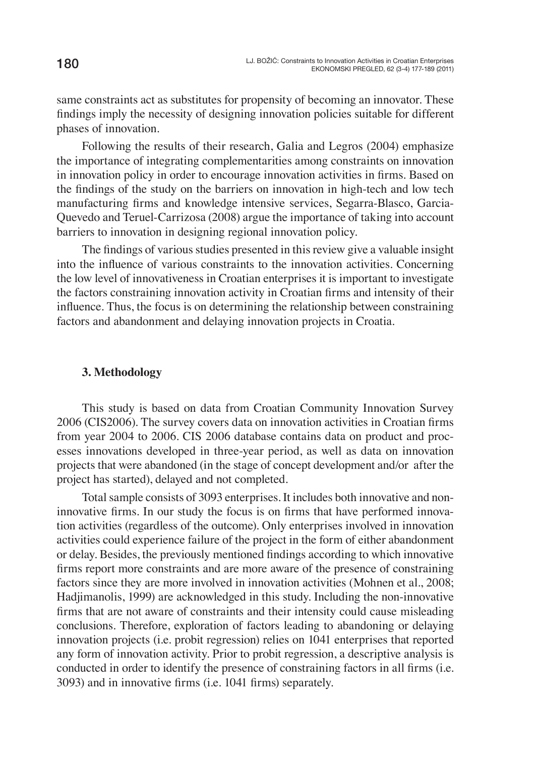same constraints act as substitutes for propensity of becoming an innovator. These findings imply the necessity of designing innovation policies suitable for different phases of innovation.

Following the results of their research, Galia and Legros (2004) emphasize the importance of integrating complementarities among constraints on innovation in innovation policy in order to encourage innovation activities in firms. Based on the findings of the study on the barriers on innovation in high-tech and low tech manufacturing firms and knowledge intensive services, Segarra-Blasco, Garcia-Quevedo and Teruel-Carrizosa (2008) argue the importance of taking into account barriers to innovation in designing regional innovation policy.

The findings of various studies presented in this review give a valuable insight into the influence of various constraints to the innovation activities. Concerning the low level of innovativeness in Croatian enterprises it is important to investigate the factors constraining innovation activity in Croatian firms and intensity of their influence. Thus, the focus is on determining the relationship between constraining factors and abandonment and delaying innovation projects in Croatia.

## 3. Methodology

This study is based on data from Croatian Community Innovation Survey 2006 (CIS2006). The survey covers data on innovation activities in Croatian firms from year 2004 to 2006. CIS 2006 database contains data on product and processes innovations developed in three-year period, as well as data on innovation projects that were abandoned (in the stage of concept development and/or after the project has started), delayed and not completed.

Total sample consists of 3093 enterprises. It includes both innovative and non-innovative firms. In our study the focus is on firms that have performed innovation activities (regardless of the outcome). Only enterprises involved in innovation activities could experience failure of the project in the form of either abandonment or delay. Besides, the previously mentioned findings according to which innovative firms report more constraints and are more aware of the presence of constraining factors since they are more involved in innovation activities (Mohnen et al., 2008; Hadjimanolis, 1999) are acknowledged in this study. Including the non-innovative firms that are not aware of constraints and their intensity could cause misleading conclusions. Therefore, exploration of factors leading to abandoning or delaying innovation projects (i.e. probit regression) relies on 1041 enterprises that reported any form of innovation activity. Prior to probit regression, a descriptive analysis is conducted in order to identify the presence of constraining factors in all firms (i.e. 3093) and in innovative firms (i.e. 1041 firms) separately.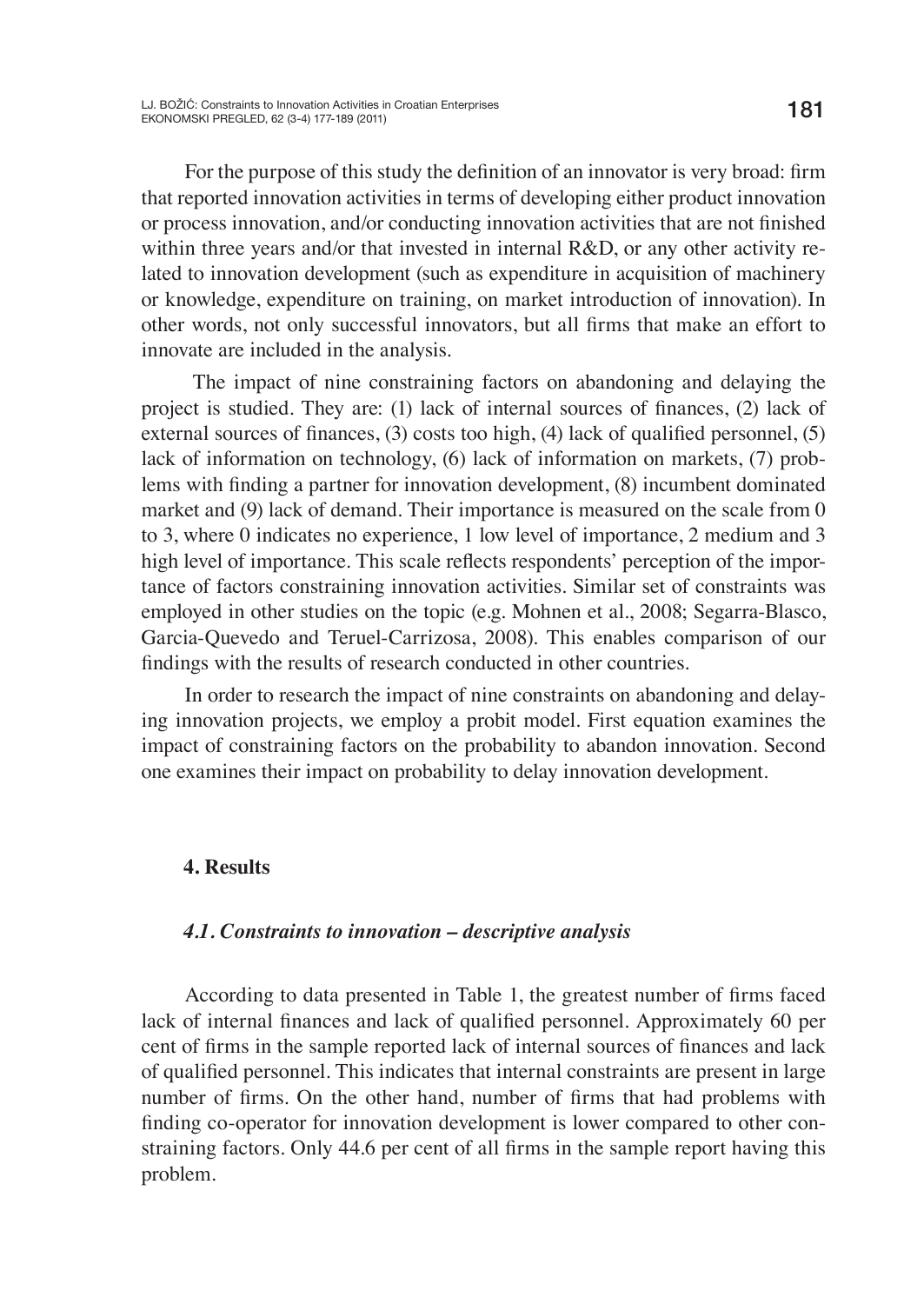For the purpose of this study the definition of an innovator is very broad: firm that reported innovation activities in terms of developing either product innovation or process innovation, and/or conducting innovation activities that are not finished within three years and/or that invested in internal R&D, or any other activity related to innovation development (such as expenditure in acquisition of machinery or knowledge, expenditure on training, on market introduction of innovation). In other words, not only successful innovators, but all firms that make an effort to innovate are included in the analysis.

The impact of nine constraining factors on abandoning and delaying the project is studied. They are: (1) lack of internal sources of finances, (2) lack of external sources of finances, (3) costs too high, (4) lack of qualified personnel, (5) lack of information on technology, (6) lack of information on markets, (7) problems with finding a partner for innovation development, (8) incumbent dominated market and (9) lack of demand. Their importance is measured on the scale from 0 to 3, where 0 indicates no experience, 1 low level of importance, 2 medium and 3 high level of importance. This scale reflects respondents' perception of the importance of factors constraining innovation activities. Similar set of constraints was employed in other studies on the topic (e.g. Mohnen et al., 2008; Segarra-Blasco, Garcia-Quevedo and Teruel-Carrizosa, 2008). This enables comparison of our findings with the results of research conducted in other countries.

In order to research the impact of nine constraints on abandoning and delaying innovation projects, we employ a probit model. First equation examines the impact of constraining factors on the probability to abandon innovation. Second one examines their impact on probability to delay innovation development.

## 4. Results

### *4.1. Constraints to innovation – descriptive analysis*

According to data presented in Table 1, the greatest number of firms faced lack of internal finances and lack of qualified personnel. Approximately 60 per cent of firms in the sample reported lack of internal sources of finances and lack of qualified personnel. This indicates that internal constraints are present in large number of firms. On the other hand, number of firms that had problems with finding co-operator for innovation development is lower compared to other constraining factors. Only 44.6 per cent of all firms in the sample report having this problem.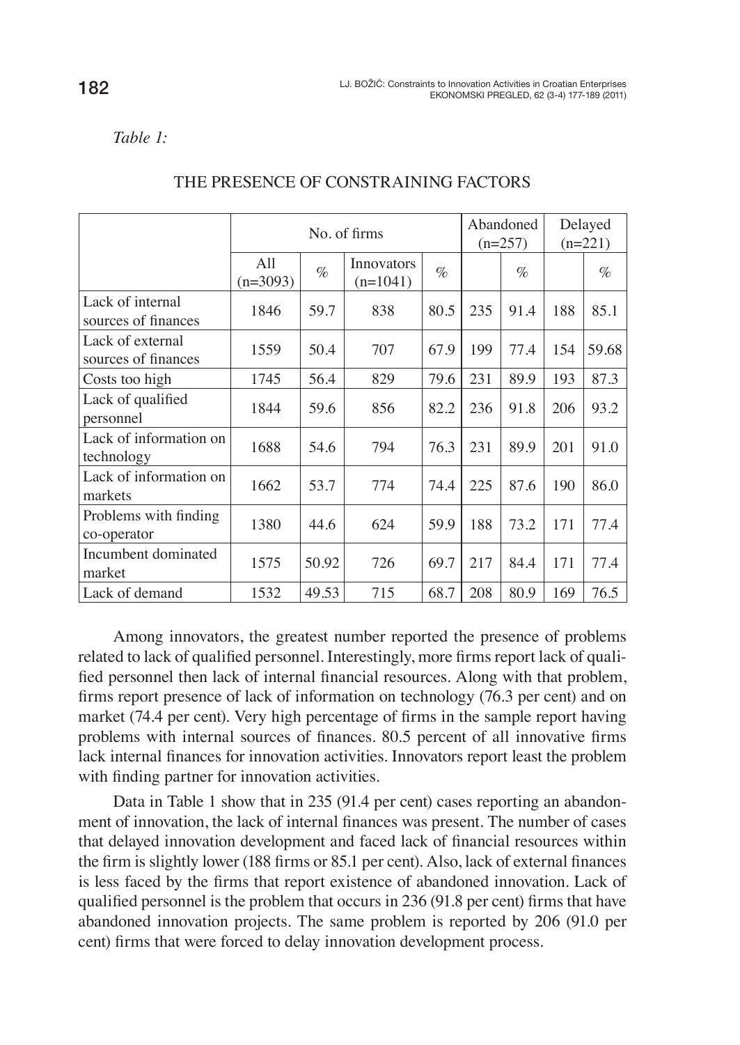*Table 1:*

THE PRESENCE OF CONSTRAINING FACTORS

| | No. of firms | | | | Abandoned (n=257) | | Delayed (n=221) | |
|---|---|---|---|---|---|---|---|---|
| | All (n=3093) | % | Innovators (n=1041) | % | | % | | % |
| Lack of internal sources of finances | 1846 | 59.7 | 838 | 80.5 | 235 | 91.4 | 188 | 85.1 |
| Lack of external sources of finances | 1559 | 50.4 | 707 | 67.9 | 199 | 77.4 | 154 | 59.68 |
| Costs too high | 1745 | 56.4 | 829 | 79.6 | 231 | 89.9 | 193 | 87.3 |
| Lack of qualified personnel | 1844 | 59.6 | 856 | 82.2 | 236 | 91.8 | 206 | 93.2 |
| Lack of information on technology | 1688 | 54.6 | 794 | 76.3 | 231 | 89.9 | 201 | 91.0 |
| Lack of information on markets | 1662 | 53.7 | 774 | 74.4 | 225 | 87.6 | 190 | 86.0 |
| Problems with finding co-operator | 1380 | 44.6 | 624 | 59.9 | 188 | 73.2 | 171 | 77.4 |
| Incumbent dominated market | 1575 | 50.92 | 726 | 69.7 | 217 | 84.4 | 171 | 77.4 |
| Lack of demand | 1532 | 49.53 | 715 | 68.7 | 208 | 80.9 | 169 | 76.5 |

Among innovators, the greatest number reported the presence of problems related to lack of qualified personnel. Interestingly, more firms report lack of qualified personnel then lack of internal financial resources. Along with that problem, firms report presence of lack of information on technology (76.3 per cent) and on market (74.4 per cent). Very high percentage of firms in the sample report having problems with internal sources of finances. 80.5 percent of all innovative firms lack internal finances for innovation activities. Innovators report least the problem with finding partner for innovation activities.

Data in Table 1 show that in 235 (91.4 per cent) cases reporting an abandonment of innovation, the lack of internal finances was present. The number of cases that delayed innovation development and faced lack of financial resources within the firm is slightly lower (188 firms or 85.1 per cent). Also, lack of external finances is less faced by the firms that report existence of abandoned innovation. Lack of qualified personnel is the problem that occurs in 236 (91.8 per cent) firms that have abandoned innovation projects. The same problem is reported by 206 (91.0 per cent) firms that were forced to delay innovation development process.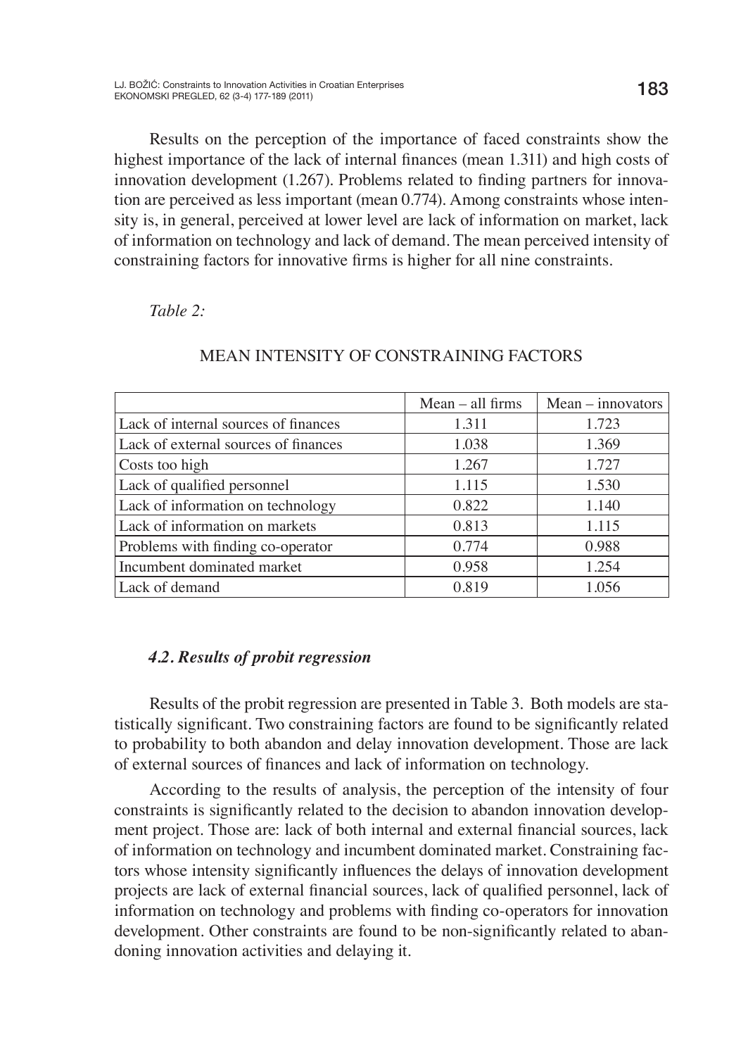Results on the perception of the importance of faced constraints show the highest importance of the lack of internal finances (mean 1.311) and high costs of innovation development (1.267). Problems related to finding partners for innovation are perceived as less important (mean 0.774). Among constraints whose intensity is, in general, perceived at lower level are lack of information on market, lack of information on technology and lack of demand. The mean perceived intensity of constraining factors for innovative firms is higher for all nine constraints.

*Table 2:*

MEAN INTENSITY OF CONSTRAINING FACTORS

| | Mean – all firms | Mean – innovators |
|---|---|---|
| Lack of internal sources of finances | 1.311 | 1.723 |
| Lack of external sources of finances | 1.038 | 1.369 |
| Costs too high | 1.267 | 1.727 |
| Lack of qualified personnel | 1.115 | 1.530 |
| Lack of information on technology | 0.822 | 1.140 |
| Lack of information on markets | 0.813 | 1.115 |
| Problems with finding co-operator | 0.774 | 0.988 |
| Incumbent dominated market | 0.958 | 1.254 |
| Lack of demand | 0.819 | 1.056 |

### *4.2. Results of probit regression*

Results of the probit regression are presented in Table 3. Both models are statistically significant. Two constraining factors are found to be significantly related to probability to both abandon and delay innovation development. Those are lack of external sources of finances and lack of information on technology.

According to the results of analysis, the perception of the intensity of four constraints is significantly related to the decision to abandon innovation development project. Those are: lack of both internal and external financial sources, lack of information on technology and incumbent dominated market. Constraining factors whose intensity significantly influences the delays of innovation development projects are lack of external financial sources, lack of qualified personnel, lack of information on technology and problems with finding co-operators for innovation development. Other constraints are found to be non-significantly related to abandoning innovation activities and delaying it.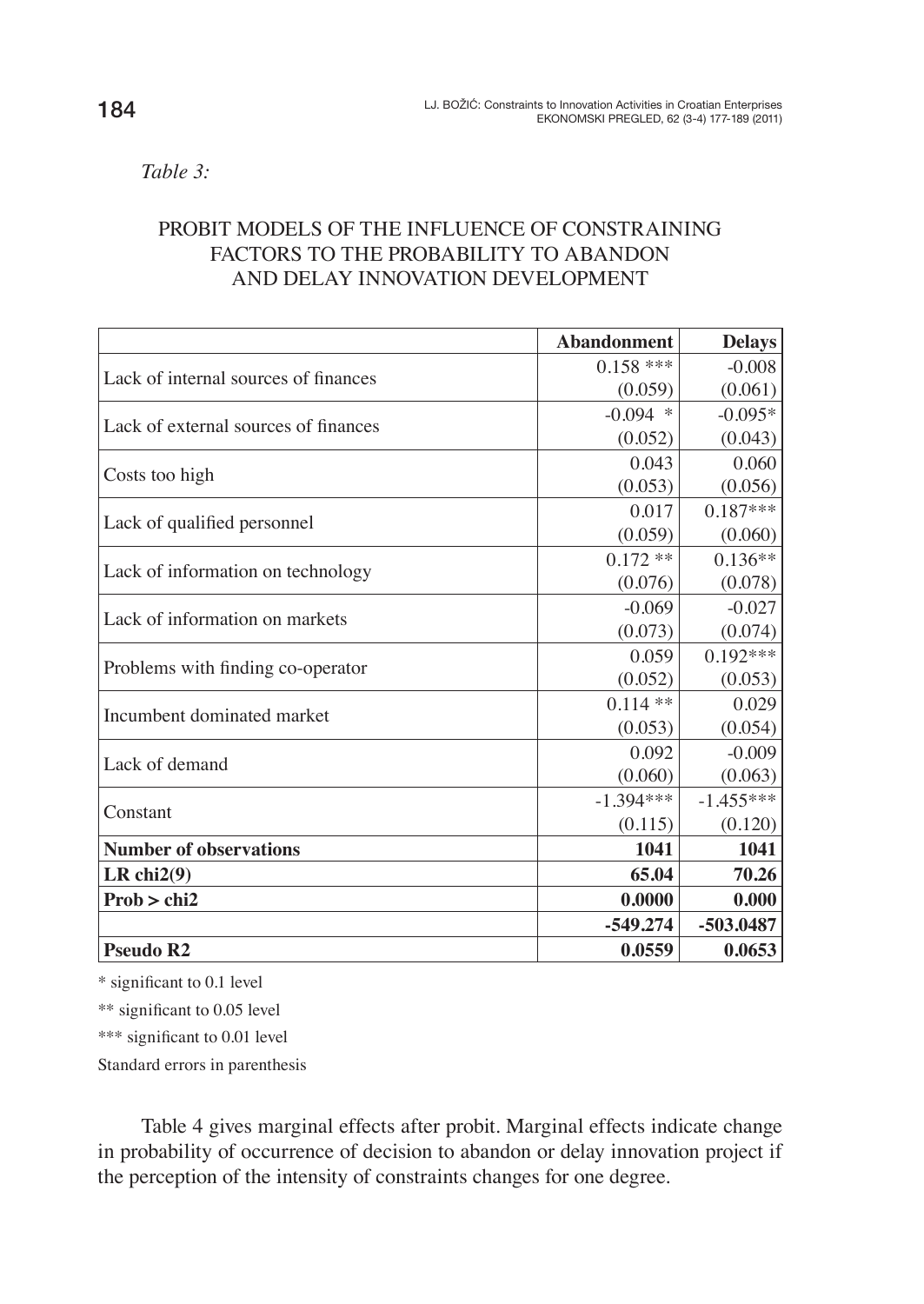*Table 3:*

PROBIT MODELS OF THE INFLUENCE OF CONSTRAINING FACTORS TO THE PROBABILITY TO ABANDON AND DELAY INNOVATION DEVELOPMENT

| | **Abandonment** | **Delays** |
|---|---|---|
| Lack of internal sources of finances | 0.158 *** | -0.008 |
| | (0.059) | (0.061) |
| Lack of external sources of finances | -0.094 * | -0.095* |
| | (0.052) | (0.043) |
| Costs too high | 0.043 | 0.060 |
| | (0.053) | (0.056) |
| Lack of qualified personnel | 0.017 | 0.187*** |
| | (0.059) | (0.060) |
| Lack of information on technology | 0.172 ** | 0.136** |
| | (0.076) | (0.078) |
| Lack of information on markets | -0.069 | -0.027 |
| | (0.073) | (0.074) |
| Problems with finding co-operator | 0.059 | 0.192*** |
| | (0.052) | (0.053) |
| Incumbent dominated market | 0.114 ** | 0.029 |
| | (0.053) | (0.054) |
| Lack of demand | 0.092 | -0.009 |
| | (0.060) | (0.063) |
| Constant | -1.394*** | -1.455*** |
| | (0.115) | (0.120) |
| **Number of observations** | **1041** | **1041** |
| **LR chi2(9)** | **65.04** | **70.26** |
| **Prob > chi2** | **0.0000** | **0.000** |
| | **-549.274** | **-503.0487** |
| **Pseudo R2** | **0.0559** | **0.0653** |

\* significant to 0.1 level

\** significant to 0.05 level

\*** significant to 0.01 level

Standard errors in parenthesis

Table 4 gives marginal effects after probit. Marginal effects indicate change in probability of occurrence of decision to abandon or delay innovation project if the perception of the intensity of constraints changes for one degree.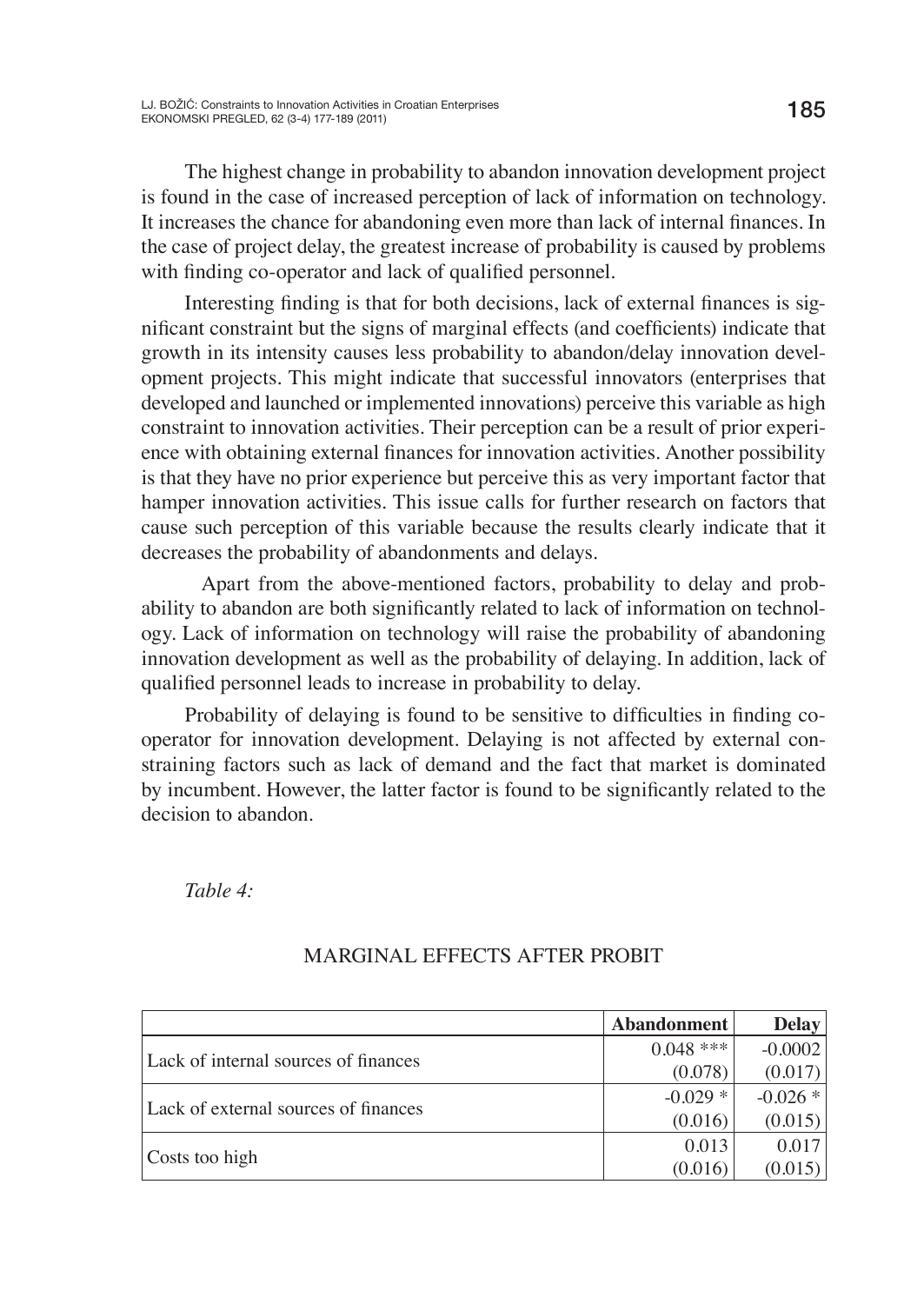The highest change in probability to abandon innovation development project is found in the case of increased perception of lack of information on technology. It increases the chance for abandoning even more than lack of internal finances. In the case of project delay, the greatest increase of probability is caused by problems with finding co-operator and lack of qualified personnel.

Interesting finding is that for both decisions, lack of external finances is significant constraint but the signs of marginal effects (and coefficients) indicate that growth in its intensity causes less probability to abandon/delay innovation development projects. This might indicate that successful innovators (enterprises that developed and launched or implemented innovations) perceive this variable as high constraint to innovation activities. Their perception can be a result of prior experience with obtaining external finances for innovation activities. Another possibility is that they have no prior experience but perceive this as very important factor that hamper innovation activities. This issue calls for further research on factors that cause such perception of this variable because the results clearly indicate that it decreases the probability of abandonments and delays.

Apart from the above-mentioned factors, probability to delay and probability to abandon are both significantly related to lack of information on technology. Lack of information on technology will raise the probability of abandoning innovation development as well as the probability of delaying. In addition, lack of qualified personnel leads to increase in probability to delay.

Probability of delaying is found to be sensitive to difficulties in finding co-operator for innovation development. Delaying is not affected by external constraining factors such as lack of demand and the fact that market is dominated by incumbent. However, the latter factor is found to be significantly related to the decision to abandon.

*Table 4:*

MARGINAL EFFECTS AFTER PROBIT

| | Abandonment | Delay |
|---|---|---|
| Lack of internal sources of finances | 0.048 *** | -0.0002 |
| | (0.078) | (0.017) |
| Lack of external sources of finances | -0.029 * | -0.026 * |
| | (0.016) | (0.015) |
| Costs too high | 0.013 | 0.017 |
| | (0.016) | (0.015) |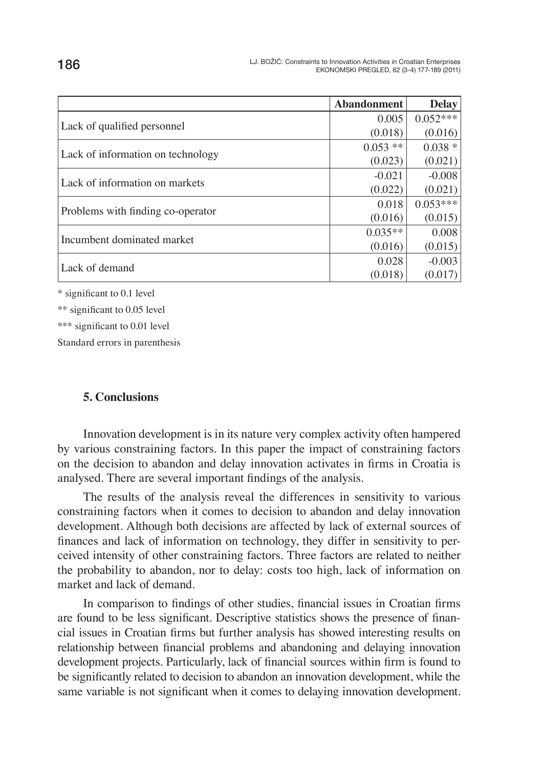| | Abandonment | Delay |
|---|---|---|
| Lack of qualified personnel | 0.005 | 0.052*** |
| | (0.018) | (0.016) |
| Lack of information on technology | 0.053 ** | 0.038 * |
| | (0.023) | (0.021) |
| Lack of information on markets | -0.021 | -0.008 |
| | (0.022) | (0.021) |
| Problems with finding co-operator | 0.018 | 0.053*** |
| | (0.016) | (0.015) |
| Incumbent dominated market | 0.035** | 0.008 |
| | (0.016) | (0.015) |
| Lack of demand | 0.028 | -0.003 |
| | (0.018) | (0.017) |

\* significant to 0.1 level

** significant to 0.05 level

*** significant to 0.01 level

Standard errors in parenthesis

## 5. Conclusions

Innovation development is in its nature very complex activity often hampered by various constraining factors. In this paper the impact of constraining factors on the decision to abandon and delay innovation activates in firms in Croatia is analysed. There are several important findings of the analysis.

The results of the analysis reveal the differences in sensitivity to various constraining factors when it comes to decision to abandon and delay innovation development. Although both decisions are affected by lack of external sources of finances and lack of information on technology, they differ in sensitivity to perceived intensity of other constraining factors. Three factors are related to neither the probability to abandon, nor to delay: costs too high, lack of information on market and lack of demand.

In comparison to findings of other studies, financial issues in Croatian firms are found to be less significant. Descriptive statistics shows the presence of financial issues in Croatian firms but further analysis has showed interesting results on relationship between financial problems and abandoning and delaying innovation development projects. Particularly, lack of financial sources within firm is found to be significantly related to decision to abandon an innovation development, while the same variable is not significant when it comes to delaying innovation development.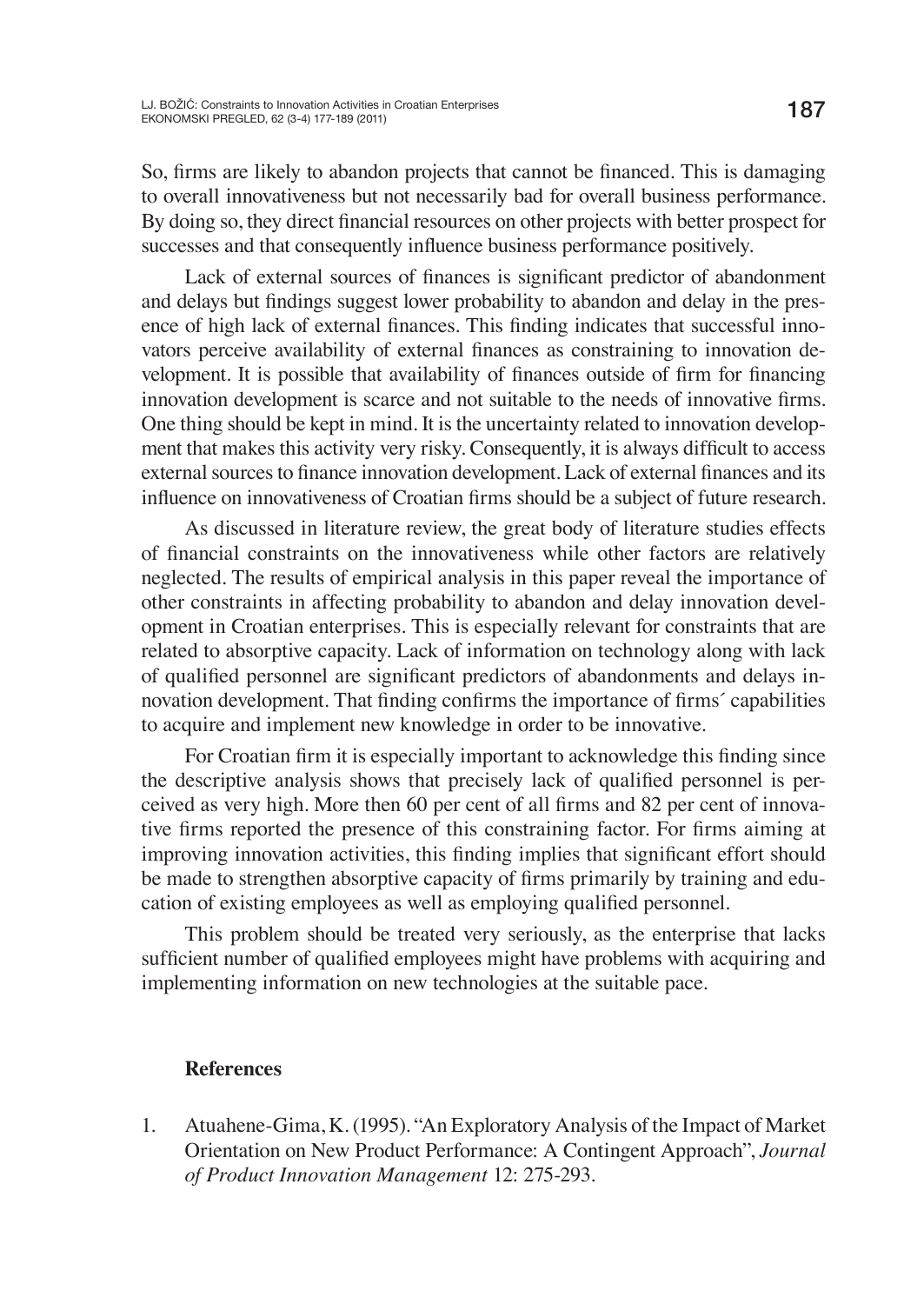So, firms are likely to abandon projects that cannot be financed. This is damaging to overall innovativeness but not necessarily bad for overall business performance. By doing so, they direct financial resources on other projects with better prospect for successes and that consequently influence business performance positively.

Lack of external sources of finances is significant predictor of abandonment and delays but findings suggest lower probability to abandon and delay in the presence of high lack of external finances. This finding indicates that successful innovators perceive availability of external finances as constraining to innovation development. It is possible that availability of finances outside of firm for financing innovation development is scarce and not suitable to the needs of innovative firms. One thing should be kept in mind. It is the uncertainty related to innovation development that makes this activity very risky. Consequently, it is always difficult to access external sources to finance innovation development. Lack of external finances and its influence on innovativeness of Croatian firms should be a subject of future research.

As discussed in literature review, the great body of literature studies effects of financial constraints on the innovativeness while other factors are relatively neglected. The results of empirical analysis in this paper reveal the importance of other constraints in affecting probability to abandon and delay innovation development in Croatian enterprises. This is especially relevant for constraints that are related to absorptive capacity. Lack of information on technology along with lack of qualified personnel are significant predictors of abandonments and delays innovation development. That finding confirms the importance of firms´ capabilities to acquire and implement new knowledge in order to be innovative.

For Croatian firm it is especially important to acknowledge this finding since the descriptive analysis shows that precisely lack of qualified personnel is perceived as very high. More then 60 per cent of all firms and 82 per cent of innovative firms reported the presence of this constraining factor. For firms aiming at improving innovation activities, this finding implies that significant effort should be made to strengthen absorptive capacity of firms primarily by training and education of existing employees as well as employing qualified personnel.

This problem should be treated very seriously, as the enterprise that lacks sufficient number of qualified employees might have problems with acquiring and implementing information on new technologies at the suitable pace.

## References

1. Atuahene-Gima, K. (1995). "An Exploratory Analysis of the Impact of Market Orientation on New Product Performance: A Contingent Approach", *Journal of Product Innovation Management* 12: 275-293.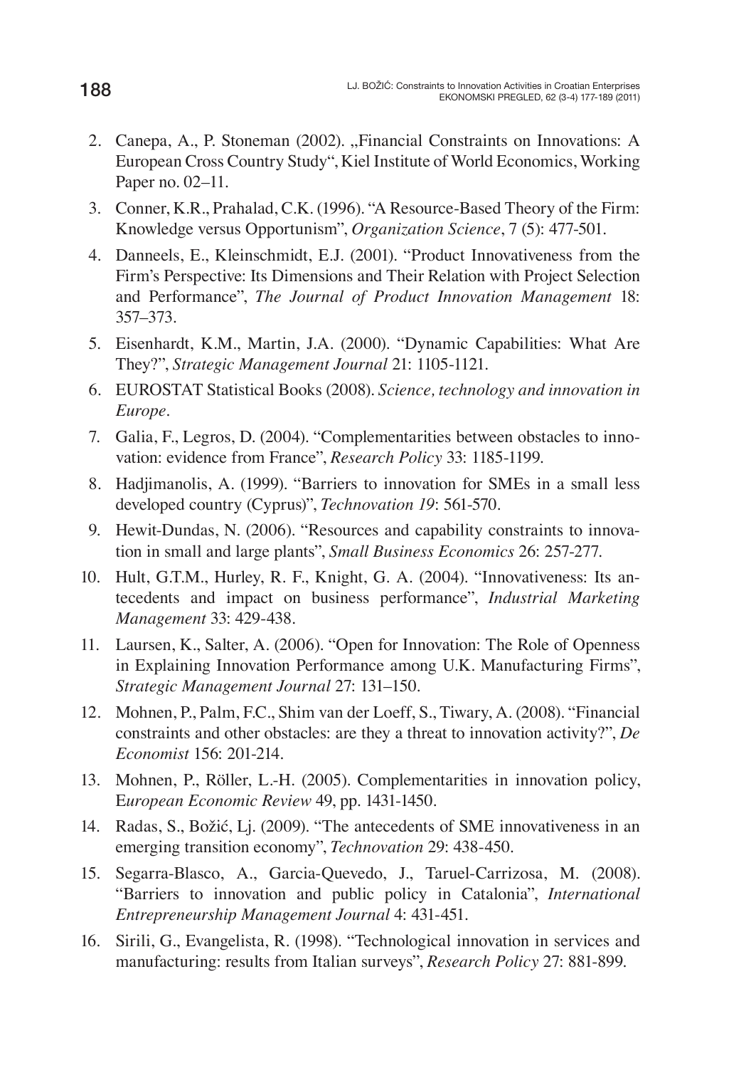2. Canepa, A., P. Stoneman (2002). „Financial Constraints on Innovations: A European Cross Country Study“, Kiel Institute of World Economics, Working Paper no. 02–11.
3. Conner, K.R., Prahalad, C.K. (1996). "A Resource-Based Theory of the Firm: Knowledge versus Opportunism", *Organization Science*, 7 (5): 477-501.
4. Danneels, E., Kleinschmidt, E.J. (2001). "Product Innovativeness from the Firm's Perspective: Its Dimensions and Their Relation with Project Selection and Performance", *The Journal of Product Innovation Management* 18: 357–373.
5. Eisenhardt, K.M., Martin, J.A. (2000). "Dynamic Capabilities: What Are They?", *Strategic Management Journal* 21: 1105-1121.
6. EUROSTAT Statistical Books (2008). *Science, technology and innovation in Europe*.
7. Galia, F., Legros, D. (2004). "Complementarities between obstacles to innovation: evidence from France", *Research Policy* 33: 1185-1199.
8. Hadjimanolis, A. (1999). "Barriers to innovation for SMEs in a small less developed country (Cyprus)", *Technovation 19*: 561-570.
9. Hewit-Dundas, N. (2006). "Resources and capability constraints to innovation in small and large plants", *Small Business Economics* 26: 257-277.
10. Hult, G.T.M., Hurley, R. F., Knight, G. A. (2004). "Innovativeness: Its antecedents and impact on business performance", *Industrial Marketing Management* 33: 429-438.
11. Laursen, K., Salter, A. (2006). "Open for Innovation: The Role of Openness in Explaining Innovation Performance among U.K. Manufacturing Firms", *Strategic Management Journal* 27: 131–150.
12. Mohnen, P., Palm, F.C., Shim van der Loeff, S., Tiwary, A. (2008). "Financial constraints and other obstacles: are they a threat to innovation activity?", *De Economist* 156: 201-214.
13. Mohnen, P., Röller, L.-H. (2005). Complementarities in innovation policy, *European Economic Review* 49, pp. 1431-1450.
14. Radas, S., Božić, Lj. (2009). "The antecedents of SME innovativeness in an emerging transition economy", *Technovation* 29: 438-450.
15. Segarra-Blasco, A., Garcia-Quevedo, J., Taruel-Carrizosa, M. (2008). "Barriers to innovation and public policy in Catalonia", *International Entrepreneurship Management Journal* 4: 431-451.
16. Sirili, G., Evangelista, R. (1998). "Technological innovation in services and manufacturing: results from Italian surveys", *Research Policy* 27: 881-899.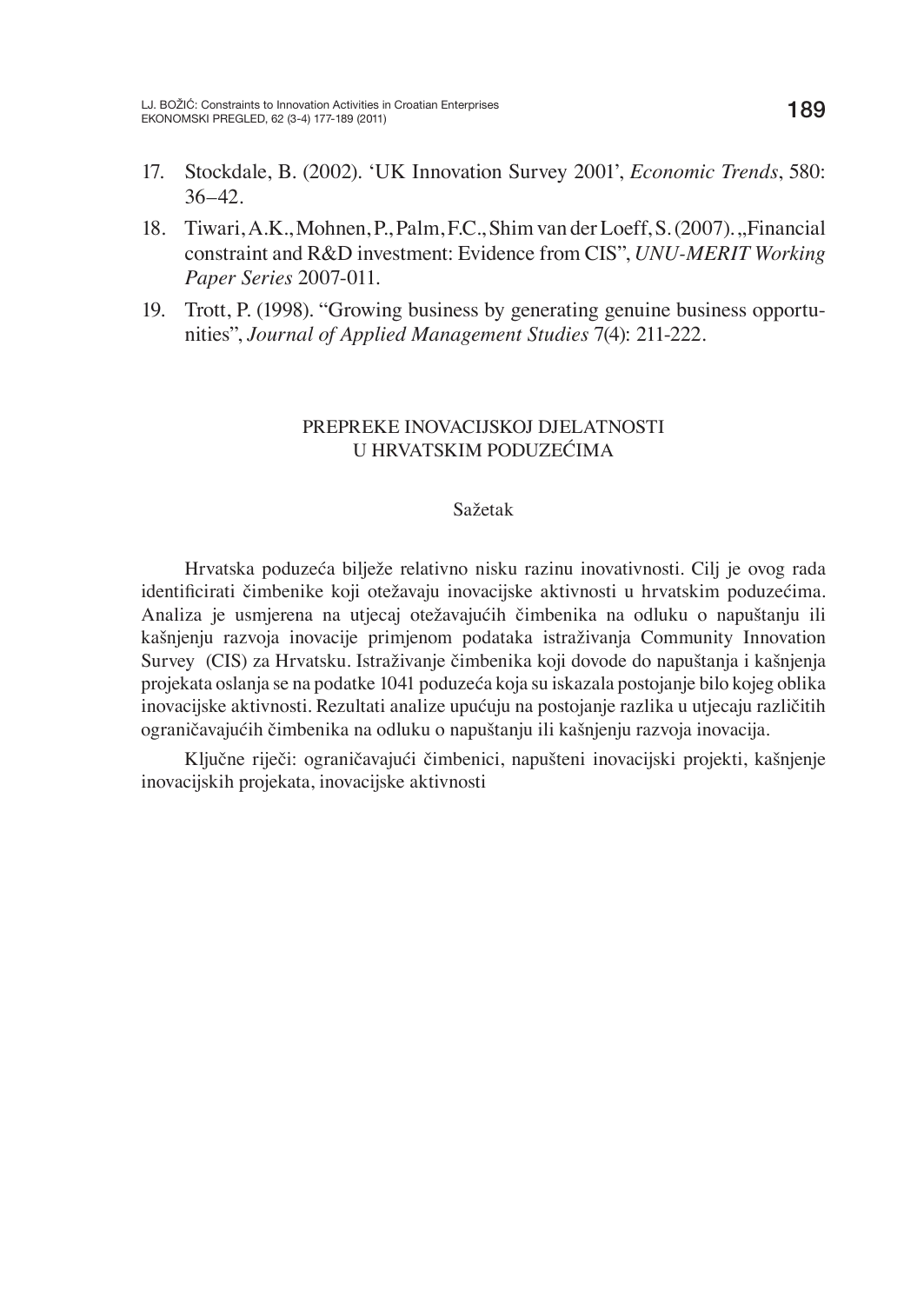17. Stockdale, B. (2002). 'UK Innovation Survey 2001', *Economic Trends*, 580: 36–42.
18. Tiwari, A.K., Mohnen, P., Palm, F.C., Shim van der Loeff, S. (2007). „Financial constraint and R&D investment: Evidence from CIS", *UNU-MERIT Working Paper Series* 2007-011.
19. Trott, P. (1998). "Growing business by generating genuine business opportunities", *Journal of Applied Management Studies* 7(4): 211-222.

## PREPREKE INOVACIJSKOJ DJELATNOSTI U HRVATSKIM PODUZEĆIMA

### Sažetak

Hrvatska poduzeća bilježe relativno nisku razinu inovativnosti. Cilj je ovog rada identificirati čimbenike koji otežavaju inovacijske aktivnosti u hrvatskim poduzećima. Analiza je usmjerena na utjecaj otežavajućih čimbenika na odluku o napuštanju ili kašnjenju razvoja inovacije primjenom podataka istraživanja Community Innovation Survey (CIS) za Hrvatsku. Istraživanje čimbenika koji dovode do napuštanja i kašnjenja projekata oslanja se na podatke 1041 poduzeća koja su iskazala postojanje bilo kojeg oblika inovacijske aktivnosti. Rezultati analize upućuju na postojanje razlika u utjecaju različitih ograničavajućih čimbenika na odluku o napuštanju ili kašnjenju razvoja inovacija.

Ključne riječi: ograničavajući čimbenici, napušteni inovacijski projekti, kašnjenje inovacijskih projekata, inovacijske aktivnosti